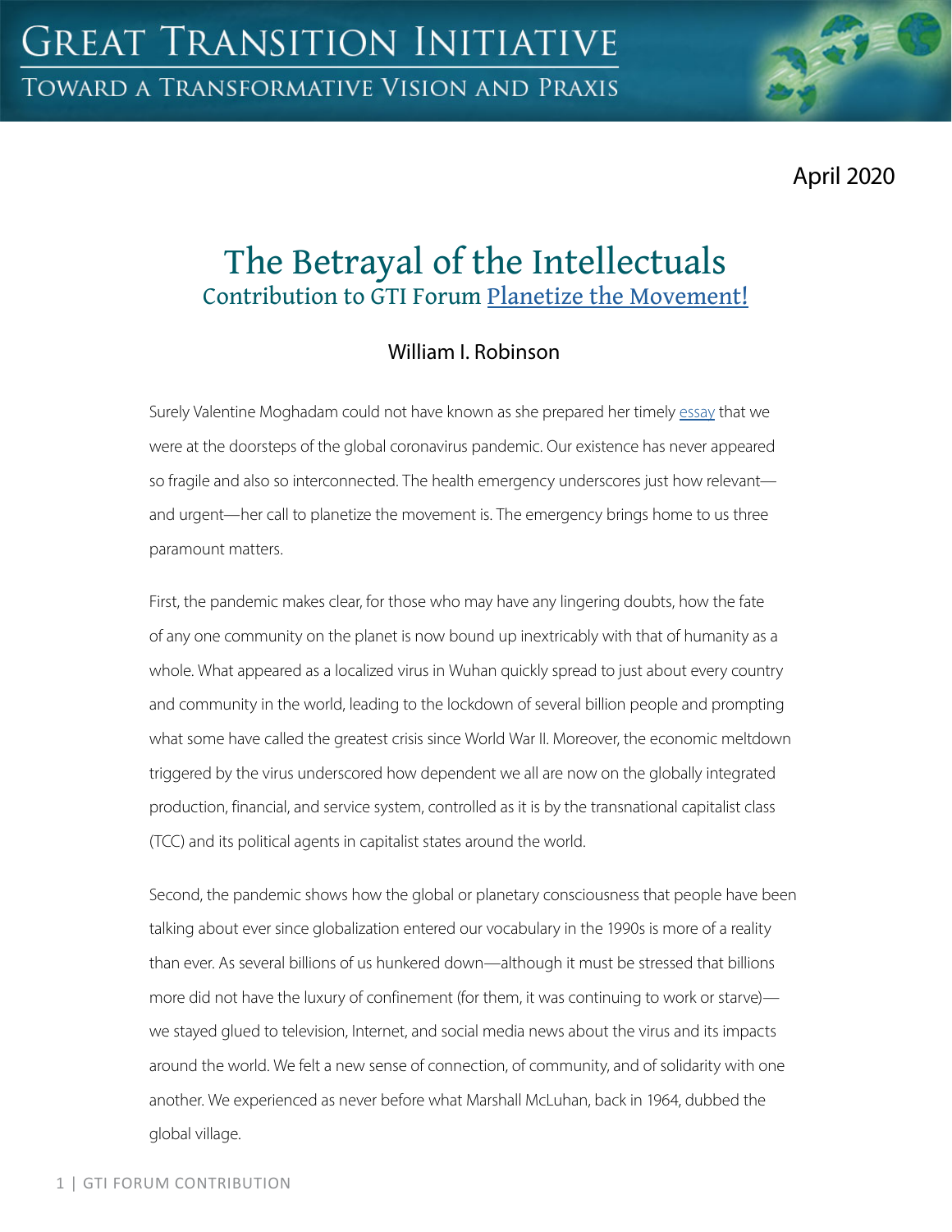# Great Transition Initiative

## Toward a Transformative Vision and Praxis

April 2020

# The Betrayal of the Intellectuals

## Contribution to GTI Forum Planetize the Movement!

### William I. Robinson

Surely Valentine Moghadam could not have known as she prepared her timely essay that we were at the doorsteps of the global coronavirus pandemic. Our existence has never appeared so fragile and also so interconnected. The health emergency underscores just how relevant—and urgent—her call to planetize the movement is. The emergency brings home to us three paramount matters.

First, the pandemic makes clear, for those who may have any lingering doubts, how the fate of any one community on the planet is now bound up inextricably with that of humanity as a whole. What appeared as a localized virus in Wuhan quickly spread to just about every country and community in the world, leading to the lockdown of several billion people and prompting what some have called the greatest crisis since World War II. Moreover, the economic meltdown triggered by the virus underscored how dependent we all are now on the globally integrated production, financial, and service system, controlled as it is by the transnational capitalist class (TCC) and its political agents in capitalist states around the world.

Second, the pandemic shows how the global or planetary consciousness that people have been talking about ever since globalization entered our vocabulary in the 1990s is more of a reality than ever. As several billions of us hunkered down—although it must be stressed that billions more did not have the luxury of confinement (for them, it was continuing to work or starve)—we stayed glued to television, Internet, and social media news about the virus and its impacts around the world. We felt a new sense of connection, of community, and of solidarity with one another. We experienced as never before what Marshall McLuhan, back in 1964, dubbed the global village.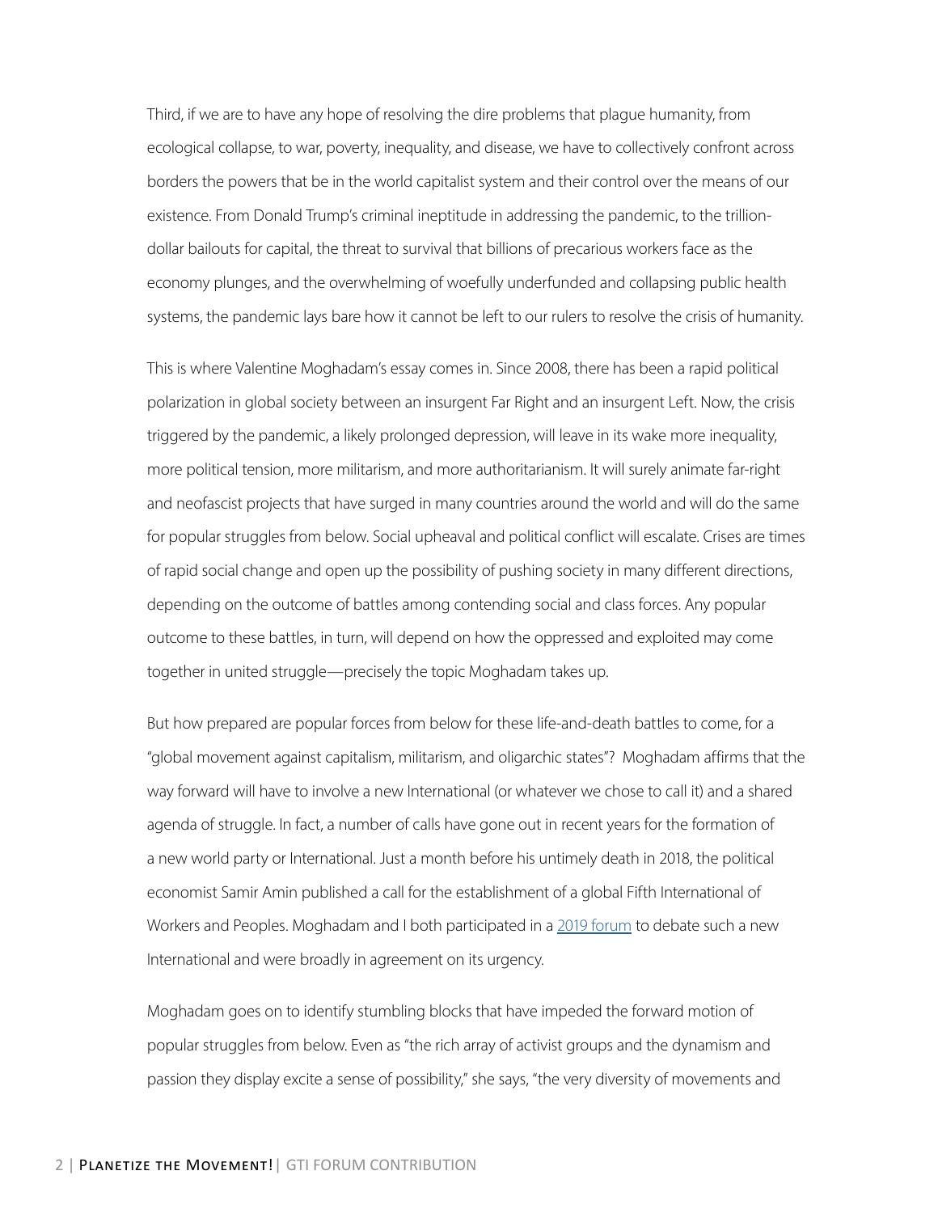Third, if we are to have any hope of resolving the dire problems that plague humanity, from ecological collapse, to war, poverty, inequality, and disease, we have to collectively confront across borders the powers that be in the world capitalist system and their control over the means of our existence. From Donald Trump's criminal ineptitude in addressing the pandemic, to the trillion-dollar bailouts for capital, the threat to survival that billions of precarious workers face as the economy plunges, and the overwhelming of woefully underfunded and collapsing public health systems, the pandemic lays bare how it cannot be left to our rulers to resolve the crisis of humanity.

This is where Valentine Moghadam's essay comes in. Since 2008, there has been a rapid political polarization in global society between an insurgent Far Right and an insurgent Left. Now, the crisis triggered by the pandemic, a likely prolonged depression, will leave in its wake more inequality, more political tension, more militarism, and more authoritarianism. It will surely animate far-right and neofascist projects that have surged in many countries around the world and will do the same for popular struggles from below. Social upheaval and political conflict will escalate. Crises are times of rapid social change and open up the possibility of pushing society in many different directions, depending on the outcome of battles among contending social and class forces. Any popular outcome to these battles, in turn, will depend on how the oppressed and exploited may come together in united struggle—precisely the topic Moghadam takes up.

But how prepared are popular forces from below for these life-and-death battles to come, for a "global movement against capitalism, militarism, and oligarchic states"? Moghadam affirms that the way forward will have to involve a new International (or whatever we chose to call it) and a shared agenda of struggle. In fact, a number of calls have gone out in recent years for the formation of a new world party or International. Just a month before his untimely death in 2018, the political economist Samir Amin published a call for the establishment of a global Fifth International of Workers and Peoples. Moghadam and I both participated in a 2019 forum to debate such a new International and were broadly in agreement on its urgency.

Moghadam goes on to identify stumbling blocks that have impeded the forward motion of popular struggles from below. Even as "the rich array of activist groups and the dynamism and passion they display excite a sense of possibility," she says, "the very diversity of movements and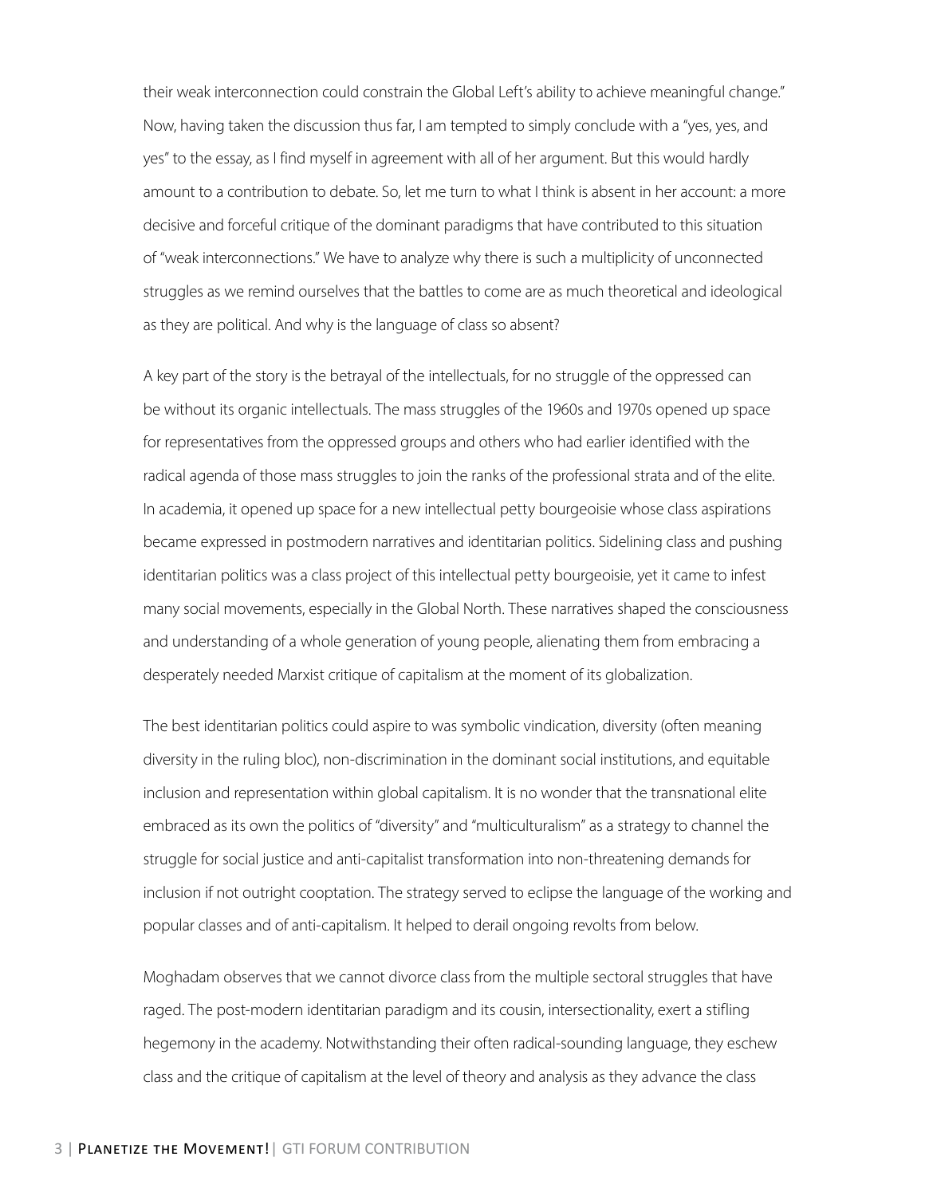their weak interconnection could constrain the Global Left's ability to achieve meaningful change." Now, having taken the discussion thus far, I am tempted to simply conclude with a "yes, yes, and yes" to the essay, as I find myself in agreement with all of her argument. But this would hardly amount to a contribution to debate. So, let me turn to what I think is absent in her account: a more decisive and forceful critique of the dominant paradigms that have contributed to this situation of "weak interconnections." We have to analyze why there is such a multiplicity of unconnected struggles as we remind ourselves that the battles to come are as much theoretical and ideological as they are political. And why is the language of class so absent?

A key part of the story is the betrayal of the intellectuals, for no struggle of the oppressed can be without its organic intellectuals. The mass struggles of the 1960s and 1970s opened up space for representatives from the oppressed groups and others who had earlier identified with the radical agenda of those mass struggles to join the ranks of the professional strata and of the elite. In academia, it opened up space for a new intellectual petty bourgeoisie whose class aspirations became expressed in postmodern narratives and identitarian politics. Sidelining class and pushing identitarian politics was a class project of this intellectual petty bourgeoisie, yet it came to infest many social movements, especially in the Global North. These narratives shaped the consciousness and understanding of a whole generation of young people, alienating them from embracing a desperately needed Marxist critique of capitalism at the moment of its globalization.

The best identitarian politics could aspire to was symbolic vindication, diversity (often meaning diversity in the ruling bloc), non-discrimination in the dominant social institutions, and equitable inclusion and representation within global capitalism. It is no wonder that the transnational elite embraced as its own the politics of "diversity" and "multiculturalism" as a strategy to channel the struggle for social justice and anti-capitalist transformation into non-threatening demands for inclusion if not outright cooptation. The strategy served to eclipse the language of the working and popular classes and of anti-capitalism. It helped to derail ongoing revolts from below.

Moghadam observes that we cannot divorce class from the multiple sectoral struggles that have raged. The post-modern identitarian paradigm and its cousin, intersectionality, exert a stifling hegemony in the academy. Notwithstanding their often radical-sounding language, they eschew class and the critique of capitalism at the level of theory and analysis as they advance the class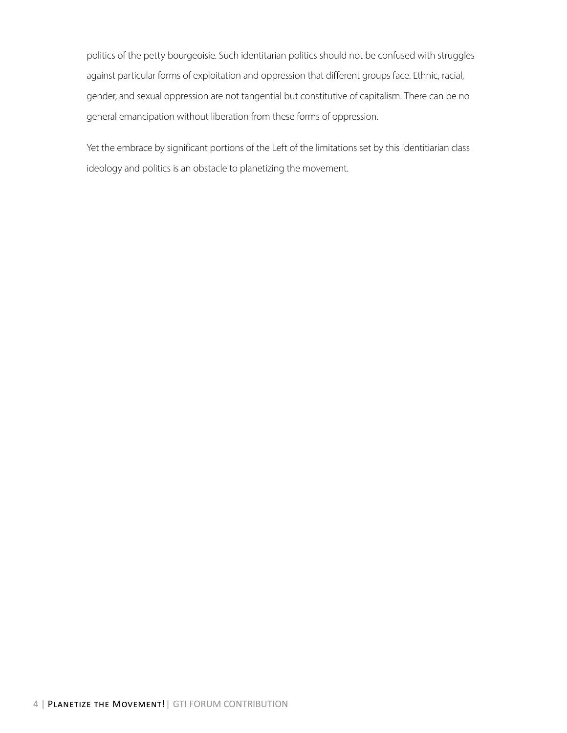politics of the petty bourgeoisie. Such identitarian politics should not be confused with struggles against particular forms of exploitation and oppression that different groups face. Ethnic, racial, gender, and sexual oppression are not tangential but constitutive of capitalism. There can be no general emancipation without liberation from these forms of oppression.

Yet the embrace by significant portions of the Left of the limitations set by this identitiarian class ideology and politics is an obstacle to planetizing the movement.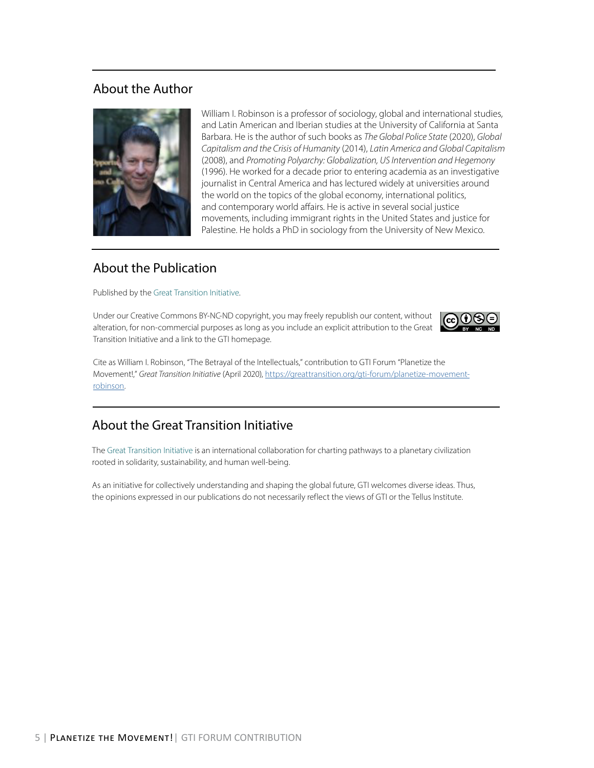## About the Author

William I. Robinson is a professor of sociology, global and international studies, and Latin American and Iberian studies at the University of California at Santa Barbara. He is the author of such books as *The Global Police State* (2020), *Global Capitalism and the Crisis of Humanity* (2014), *Latin America and Global Capitalism* (2008), and *Promoting Polyarchy: Globalization, US Intervention and Hegemony* (1996). He worked for a decade prior to entering academia as an investigative journalist in Central America and has lectured widely at universities around the world on the topics of the global economy, international politics, and contemporary world affairs. He is active in several social justice movements, including immigrant rights in the United States and justice for Palestine. He holds a PhD in sociology from the University of New Mexico.

## About the Publication

Published by the Great Transition Initiative.

Under our Creative Commons BY-NC-ND copyright, you may freely republish our content, without alteration, for non-commercial purposes as long as you include an explicit attribution to the Great Transition Initiative and a link to the GTI homepage.

Cite as William I. Robinson, "The Betrayal of the Intellectuals," contribution to GTI Forum "Planetize the Movement!," *Great Transition Initiative* (April 2020), https://greattransition.org/gti-forum/planetize-movement-robinson.

## About the Great Transition Initiative

The Great Transition Initiative is an international collaboration for charting pathways to a planetary civilization rooted in solidarity, sustainability, and human well-being.

As an initiative for collectively understanding and shaping the global future, GTI welcomes diverse ideas. Thus, the opinions expressed in our publications do not necessarily reflect the views of GTI or the Tellus Institute.